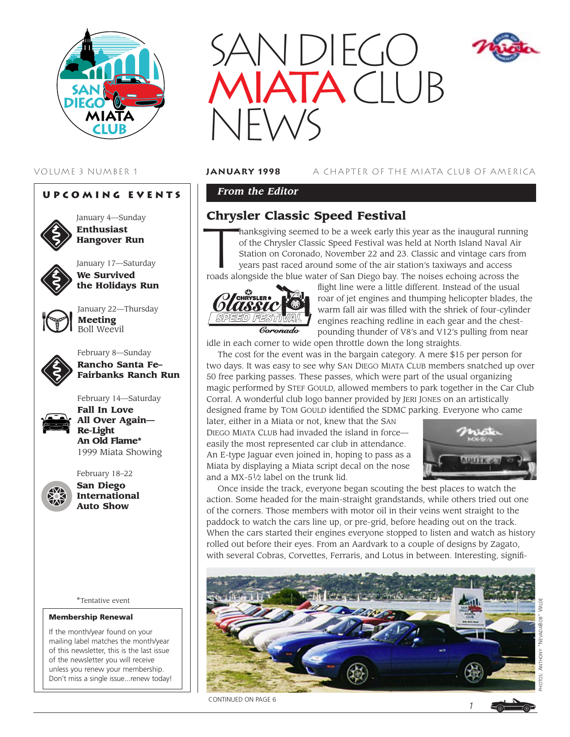# SAN DIEGO MIATA CLUB NEWS

VOLUME 3 NUMBER 1 **JANUARY 1998** A CHAPTER OF THE MIATA CLUB OF AMERICA

## UPCOMING EVENTS

January 4—Sunday
**Enthusiast Hangover Run**

January 17—Saturday
**We Survived the Holidays Run**

January 22—Thursday
**Meeting**
Boll Weevil

February 8—Sunday
**Rancho Santa Fe–Fairbanks Ranch Run**

February 14—Saturday
**Fall In Love All Over Again—Re-Light An Old Flame***
1999 Miata Showing

February 18–22
**San Diego International Auto Show**

*Tentative event

**Membership Renewal**

If the month/year found on your mailing label matches the month/year of this newsletter, this is the last issue of the newsletter you will receive unless you renew your membership. Don't miss a single issue...renew today!

*From the Editor*

## Chrysler Classic Speed Festival

Thanksgiving seemed to be a week early this year as the inaugural running of the Chrysler Classic Speed Festival was held at North Island Naval Air Station on Coronado, November 22 and 23. Classic and vintage cars from years past raced around some of the air station's taxiways and access roads alongside the blue water of San Diego bay. The noises echoing across the flight line were a little different. Instead of the usual roar of jet engines and thumping helicopter blades, the warm fall air was filled with the shriek of four-cylinder engines reaching redline in each gear and the chest-pounding thunder of V8's and V12's pulling from near idle in each corner to wide open throttle down the long straights.

The cost for the event was in the bargain category. A mere $15 per person for two days. It was easy to see why SAN DIEGO MIATA CLUB members snatched up over 50 free parking passes. These passes, which were part of the usual organizing magic performed by STEF GOULD, allowed members to park together in the Car Club Corral. A wonderful club logo banner provided by JERI JONES on an artistically designed frame by TOM GOULD identified the SDMC parking. Everyone who came later, either in a Miata or not, knew that the SAN DIEGO MIATA CLUB had invaded the island in force—easily the most represented car club in attendance. An E-type Jaguar even joined in, hoping to pass as a Miata by displaying a Miata script decal on the nose and a MX-5½ label on the trunk lid.

Once inside the track, everyone began scouting the best places to watch the action. Some headed for the main-straight grandstands, while others tried out one of the corners. Those members with motor oil in their veins went straight to the paddock to watch the cars line up, or pre-grid, before heading out on the track. When the cars started their engines everyone stopped to listen and watch as history rolled out before their eyes. From an Aardvark to a couple of designs by Zagato, with several Cobras, Corvettes, Ferraris, and Lotus in between. Interesting, signifi-

PHOTOS: ANTHONY "NEVADABOB" WILDE

CONTINUED ON PAGE 6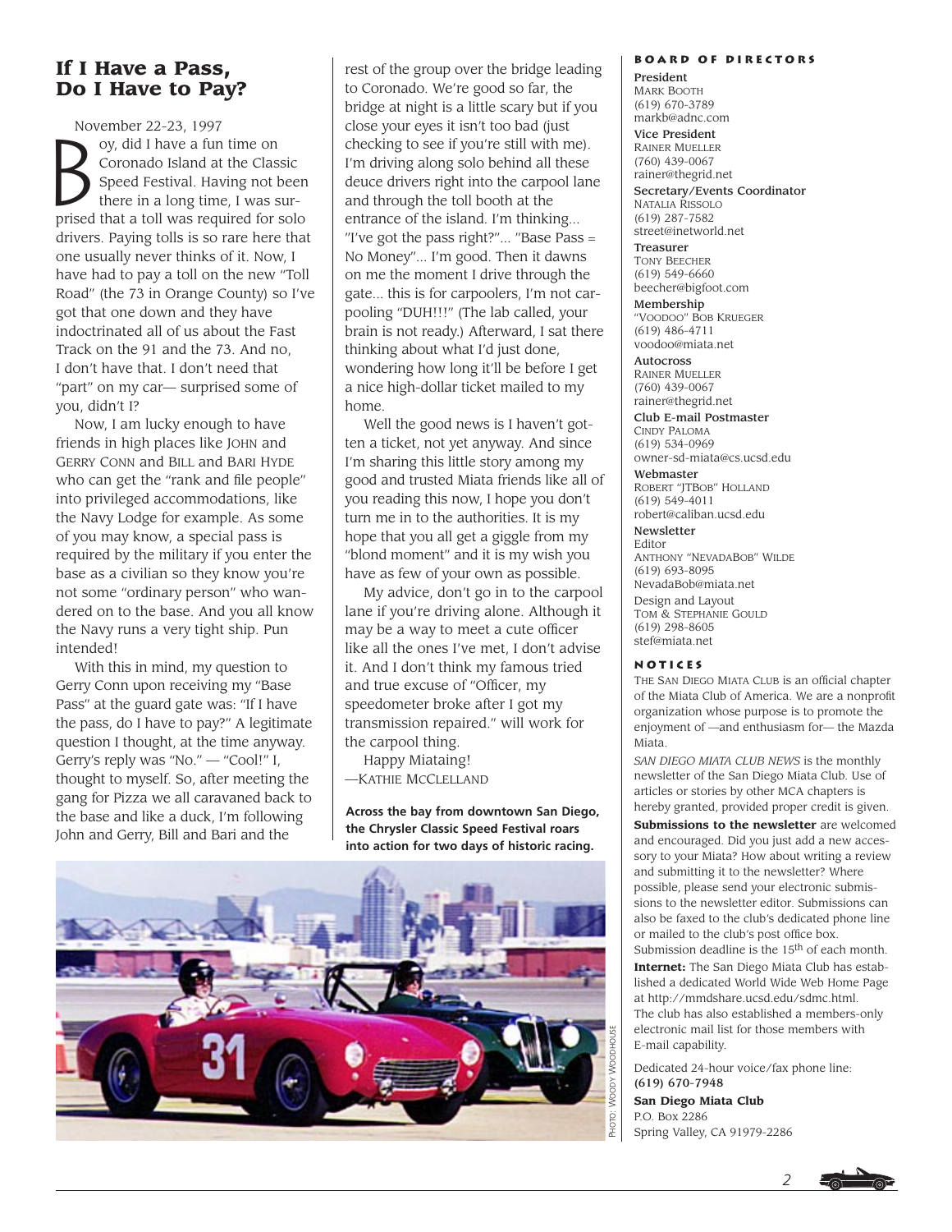## If I Have a Pass, Do I Have to Pay?

November 22-23, 1997

Boy, did I have a fun time on Coronado Island at the Classic Speed Festival. Having not been there in a long time, I was surprised that a toll was required for solo drivers. Paying tolls is so rare here that one usually never thinks of it. Now, I have had to pay a toll on the new "Toll Road" (the 73 in Orange County) so I've got that one down and they have indoctrinated all of us about the Fast Track on the 91 and the 73. And no, I don't have that. I don't need that "part" on my car— surprised some of you, didn't I?

Now, I am lucky enough to have friends in high places like John and Gerry Conn and Bill and Bari Hyde who can get the "rank and file people" into privileged accommodations, like the Navy Lodge for example. As some of you may know, a special pass is required by the military if you enter the base as a civilian so they know you're not some "ordinary person" who wandered on to the base. And you all know the Navy runs a very tight ship. Pun intended!

With this in mind, my question to Gerry Conn upon receiving my "Base Pass" at the guard gate was: "If I have the pass, do I have to pay?" A legitimate question I thought, at the time anyway. Gerry's reply was "No." — "Cool!" I, thought to myself. So, after meeting the gang for Pizza we all caravaned back to the base and like a duck, I'm following John and Gerry, Bill and Bari and the rest of the group over the bridge leading to Coronado. We're good so far, the bridge at night is a little scary but if you close your eyes it isn't too bad (just checking to see if you're still with me). I'm driving along solo behind all these deuce drivers right into the carpool lane and through the toll booth at the entrance of the island. I'm thinking... "I've got the pass right?"... "Base Pass = No Money"... I'm good. Then it dawns on me the moment I drive through the gate... this is for carpoolers, I'm not carpooling "DUH!!!" (The lab called, your brain is not ready.) Afterward, I sat there thinking about what I'd just done, wondering how long it'll be before I get a nice high-dollar ticket mailed to my home.

Well the good news is I haven't gotten a ticket, not yet anyway. And since I'm sharing this little story among my good and trusted Miata friends like all of you reading this now, I hope you don't turn me in to the authorities. It is my hope that you all get a giggle from my "blond moment" and it is my wish you have as few of your own as possible.

My advice, don't go in to the carpool lane if you're driving alone. Although it may be a way to meet a cute officer like all the ones I've met, I don't advise it. And I don't think my famous tried and true excuse of "Officer, my speedometer broke after I got my transmission repaired." will work for the carpool thing.

Happy Miataing!
—Kathie McClelland

**Across the bay from downtown San Diego, the Chrysler Classic Speed Festival roars into action for two days of historic racing.**

Photo: Woody Woodhouse

## Board of Directors

**President**
Mark Booth
(619) 670-3789
markb@adnc.com

**Vice President**
Rainer Mueller
(760) 439-0067
rainer@thegrid.net

**Secretary/Events Coordinator**
Natalia Rissolo
(619) 287-7582
street@inetworld.net

**Treasurer**
Tony Beecher
(619) 549-6660
beecher@bigfoot.com

**Membership**
"Voodoo" Bob Krueger
(619) 486-4711
voodoo@miata.net

**Autocross**
Rainer Mueller
(760) 439-0067
rainer@thegrid.net

**Club E-mail Postmaster**
Cindy Paloma
(619) 534-0969
owner-sd-miata@cs.ucsd.edu

**Webmaster**
Robert "JTBob" Holland
(619) 549-4011
robert@caliban.ucsd.edu

**Newsletter**
Editor
Anthony "NevadaBob" Wilde
(619) 693-8095
NevadaBob@miata.net
Design and Layout
Tom & Stephanie Gould
(619) 298-8605
stef@miata.net

## Notices

The San Diego Miata Club is an official chapter of the Miata Club of America. We are a nonprofit organization whose purpose is to promote the enjoyment of —and enthusiasm for— the Mazda Miata.

*San Diego Miata Club News* is the monthly newsletter of the San Diego Miata Club. Use of articles or stories by other MCA chapters is hereby granted, provided proper credit is given.

**Submissions to the newsletter** are welcomed and encouraged. Did you just add a new accessory to your Miata? How about writing a review and submitting it to the newsletter? Where possible, please send your electronic submissions to the newsletter editor. Submissions can also be faxed to the club's dedicated phone line or mailed to the club's post office box. Submission deadline is the 15th of each month.

**Internet:** The San Diego Miata Club has established a dedicated World Wide Web Home Page at http://mmdshare.ucsd.edu/sdmc.html. The club has also established a members-only electronic mail list for those members with E-mail capability.

Dedicated 24-hour voice/fax phone line:
**(619) 670-7948**

**San Diego Miata Club**
P.O. Box 2286
Spring Valley, CA 91979-2286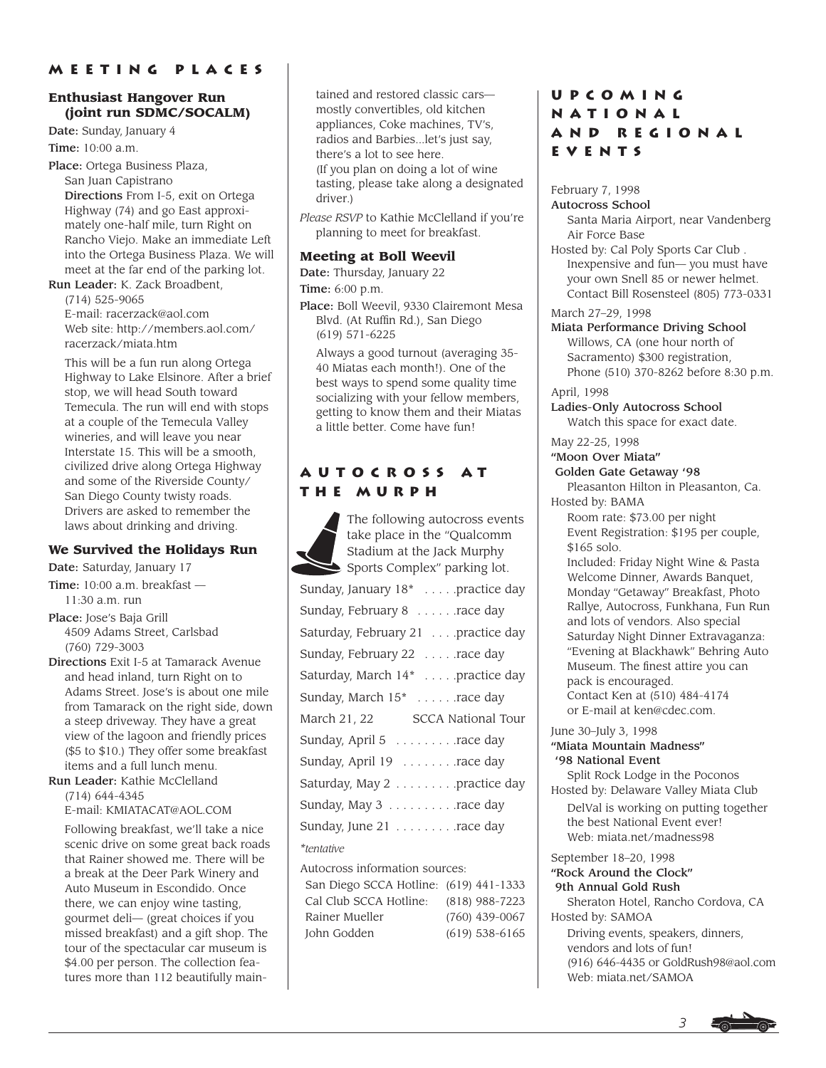## MEETING PLACES

### Enthusiast Hangover Run (joint run SDMC/SOCALM)

**Date:** Sunday, January 4

**Time:** 10:00 a.m.

**Place:** Ortega Business Plaza, San Juan Capistrano

**Directions** From I-5, exit on Ortega Highway (74) and go East approximately one-half mile, turn Right on Rancho Viejo. Make an immediate Left into the Ortega Business Plaza. We will meet at the far end of the parking lot.

**Run Leader:** K. Zack Broadbent, (714) 525-9065
E-mail: racerzack@aol.com
Web site: http://members.aol.com/racerzack/miata.htm

This will be a fun run along Ortega Highway to Lake Elsinore. After a brief stop, we will head South toward Temecula. The run will end with stops at a couple of the Temecula Valley wineries, and will leave you near Interstate 15. This will be a smooth, civilized drive along Ortega Highway and some of the Riverside County/San Diego County twisty roads. Drivers are asked to remember the laws about drinking and driving.

### We Survived the Holidays Run

**Date:** Saturday, January 17

**Time:** 10:00 a.m. breakfast — 11:30 a.m. run

**Place:** Jose's Baja Grill
4509 Adams Street, Carlsbad
(760) 729-3003

**Directions** Exit I-5 at Tamarack Avenue and head inland, turn Right on to Adams Street. Jose's is about one mile from Tamarack on the right side, down a steep driveway. They have a great view of the lagoon and friendly prices ($5 to $10.) They offer some breakfast items and a full lunch menu.

**Run Leader:** Kathie McClelland
(714) 644-4345
E-mail: KMIATACAT@AOL.COM

Following breakfast, we'll take a nice scenic drive on some great back roads that Rainer showed me. There will be a break at the Deer Park Winery and Auto Museum in Escondido. Once there, we can enjoy wine tasting, gourmet deli— (great choices if you missed breakfast) and a gift shop. The tour of the spectacular car museum is $4.00 per person. The collection features more than 112 beautifully maintained and restored classic cars—mostly convertibles, old kitchen appliances, Coke machines, TV's, radios and Barbies...let's just say, there's a lot to see here. (If you plan on doing a lot of wine tasting, please take along a designated driver.)

*Please RSVP* to Kathie McClelland if you're planning to meet for breakfast.

### Meeting at Boll Weevil

**Date:** Thursday, January 22

**Time:** 6:00 p.m.

**Place:** Boll Weevil, 9330 Clairemont Mesa Blvd. (At Ruffin Rd.), San Diego
(619) 571-6225

Always a good turnout (averaging 35-40 Miatas each month!). One of the best ways to spend some quality time socializing with your fellow members, getting to know them and their Miatas a little better. Come have fun!

## AUTOCROSS AT THE MURPH

The following autocross events take place in the "Qualcomm Stadium at the Jack Murphy Sports Complex" parking lot.

| Date | Event |
|---|---|
| Sunday, January 18* | practice day |
| Sunday, February 8 | race day |
| Saturday, February 21 | practice day |
| Sunday, February 22 | race day |
| Saturday, March 14* | practice day |
| Sunday, March 15* | race day |
| March 21, 22 | SCCA National Tour |
| Sunday, April 5 | race day |
| Sunday, April 19 | race day |
| Saturday, May 2 | practice day |
| Sunday, May 3 | race day |
| Sunday, June 21 | race day |

*\*tentative*

Autocross information sources:

| | |
|---|---|
| San Diego SCCA Hotline: | (619) 441-1333 |
| Cal Club SCCA Hotline: | (818) 988-7223 |
| Rainer Mueller | (760) 439-0067 |
| John Godden | (619) 538-6165 |

## UPCOMING NATIONAL AND REGIONAL EVENTS

February 7, 1998
**Autocross School**
Santa Maria Airport, near Vandenberg Air Force Base
Hosted by: Cal Poly Sports Car Club .
Inexpensive and fun— you must have your own Snell 85 or newer helmet.
Contact Bill Rosensteel (805) 773-0331

March 27–29, 1998
**Miata Performance Driving School**
Willows, CA (one hour north of Sacramento) $300 registration,
Phone (510) 370-8262 before 8:30 p.m.

April, 1998
**Ladies-Only Autocross School**
Watch this space for exact date.

May 22-25, 1998
**"Moon Over Miata" Golden Gate Getaway '98**
Pleasanton Hilton in Pleasanton, Ca.
Hosted by: BAMA
Room rate: $73.00 per night
Event Registration: $195 per couple, $165 solo.
Included: Friday Night Wine & Pasta Welcome Dinner, Awards Banquet, Monday "Getaway" Breakfast, Photo Rallye, Autocross, Funkhana, Fun Run and lots of vendors. Also special Saturday Night Dinner Extravaganza: "Evening at Blackhawk" Behring Auto Museum. The finest attire you can pack is encouraged.
Contact Ken at (510) 484-4174 or E-mail at ken@cdec.com.

June 30–July 3, 1998
**"Miata Mountain Madness" '98 National Event**
Split Rock Lodge in the Poconos
Hosted by: Delaware Valley Miata Club
DelVal is working on putting together the best National Event ever!
Web: miata.net/madness98

September 18–20, 1998
**"Rock Around the Clock" 9th Annual Gold Rush**
Sheraton Hotel, Rancho Cordova, CA
Hosted by: SAMOA
Driving events, speakers, dinners, vendors and lots of fun!
(916) 646-4435 or GoldRush98@aol.com
Web: miata.net/SAMOA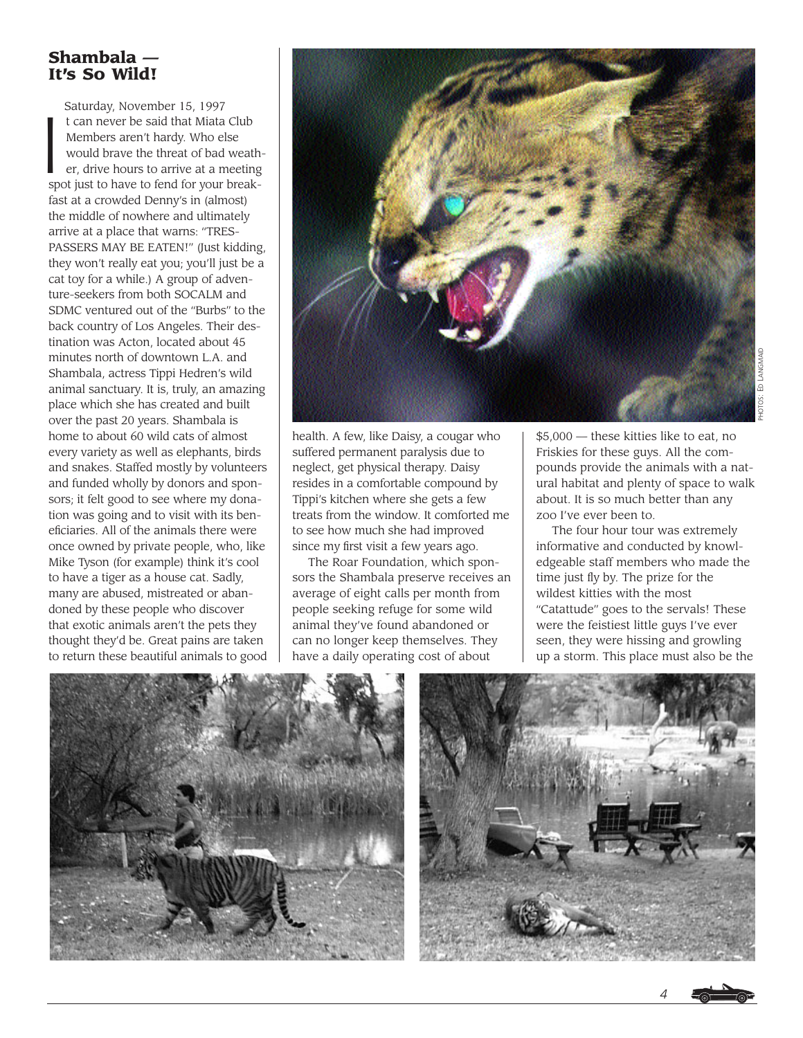## Shambala — It's So Wild!

Saturday, November 15, 1997

It can never be said that Miata Club Members aren't hardy. Who else would brave the threat of bad weather, drive hours to arrive at a meeting spot just to have to fend for your breakfast at a crowded Denny's in (almost) the middle of nowhere and ultimately arrive at a place that warns: "TRESPASSERS MAY BE EATEN!" (Just kidding, they won't really eat you; you'll just be a cat toy for a while.) A group of adventure-seekers from both SOCALM and SDMC ventured out of the "Burbs" to the back country of Los Angeles. Their destination was Acton, located about 45 minutes north of downtown L.A. and Shambala, actress Tippi Hedren's wild animal sanctuary. It is, truly, an amazing place which she has created and built over the past 20 years. Shambala is home to about 60 wild cats of almost every variety as well as elephants, birds and snakes. Staffed mostly by volunteers and funded wholly by donors and sponsors; it felt good to see where my donation was going and to visit with its beneficiaries. All of the animals there were once owned by private people, who, like Mike Tyson (for example) think it's cool to have a tiger as a house cat. Sadly, many are abused, mistreated or abandoned by these people who discover that exotic animals aren't the pets they thought they'd be. Great pains are taken to return these beautiful animals to good health. A few, like Daisy, a cougar who suffered permanent paralysis due to neglect, get physical therapy. Daisy resides in a comfortable compound by Tippi's kitchen where she gets a few treats from the window. It comforted me to see how much she had improved since my first visit a few years ago.

The Roar Foundation, which sponsors the Shambala preserve receives an average of eight calls per month from people seeking refuge for some wild animal they've found abandoned or can no longer keep themselves. They have a daily operating cost of about $5,000 — these kitties like to eat, no Friskies for these guys. All the compounds provide the animals with a natural habitat and plenty of space to walk about. It is so much better than any zoo I've ever been to.

The four hour tour was extremely informative and conducted by knowledgeable staff members who made the time just fly by. The prize for the wildest kitties with the most "Catattude" goes to the servals! These were the feistiest little guys I've ever seen, they were hissing and growling up a storm. This place must also be the

PHOTOS: ED LANGMAID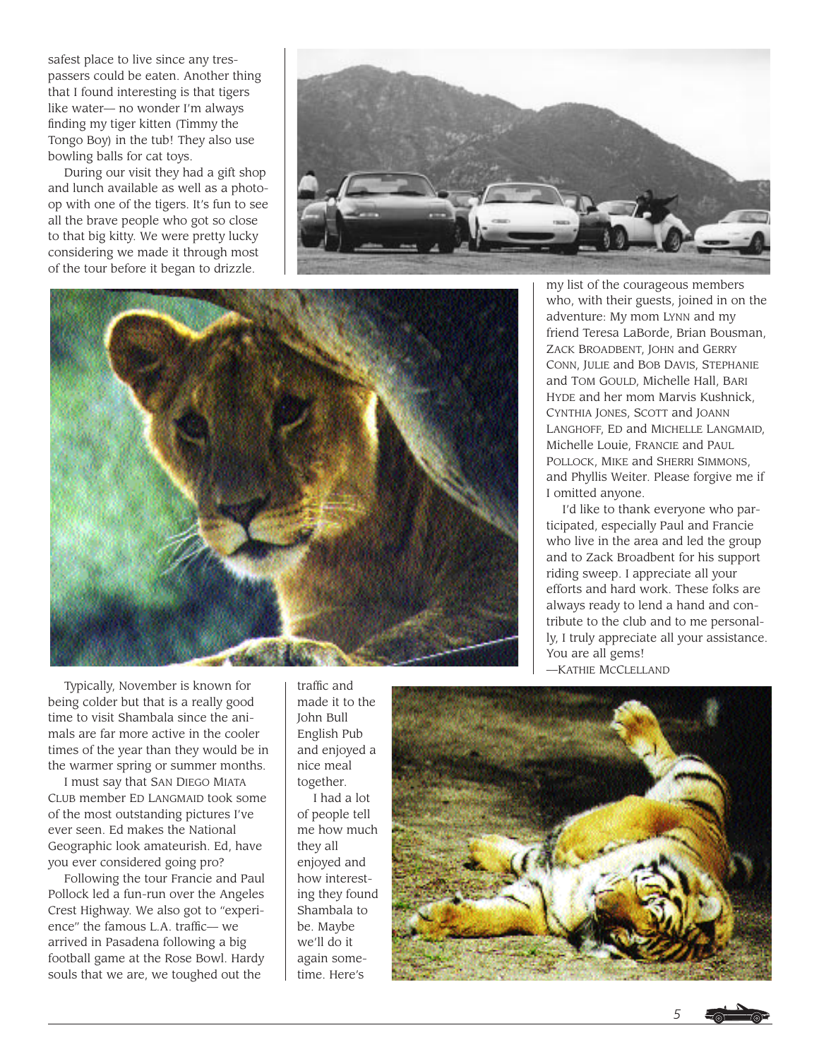safest place to live since any trespassers could be eaten. Another thing that I found interesting is that tigers like water— no wonder I'm always finding my tiger kitten (Timmy the Tongo Boy) in the tub! They also use bowling balls for cat toys.

During our visit they had a gift shop and lunch available as well as a photo-op with one of the tigers. It's fun to see all the brave people who got so close to that big kitty. We were pretty lucky considering we made it through most of the tour before it began to drizzle.

Typically, November is known for being colder but that is a really good time to visit Shambala since the animals are far more active in the cooler times of the year than they would be in the warmer spring or summer months.

I must say that SAN DIEGO MIATA CLUB member ED LANGMAID took some of the most outstanding pictures I've ever seen. Ed makes the National Geographic look amateurish. Ed, have you ever considered going pro?

Following the tour Francie and Paul Pollock led a fun-run over the Angeles Crest Highway. We also got to "experience" the famous L.A. traffic— we arrived in Pasadena following a big football game at the Rose Bowl. Hardy souls that we are, we toughed out the traffic and made it to the John Bull English Pub and enjoyed a nice meal together.

I had a lot of people tell me how much they all enjoyed and how interesting they found Shambala to be. Maybe we'll do it again sometime. Here's my list of the courageous members who, with their guests, joined in on the adventure: My mom LYNN and my friend Teresa LaBorde, Brian Bousman, ZACK BROADBENT, JOHN and GERRY CONN, JULIE and BOB DAVIS, STEPHANIE and TOM GOULD, Michelle Hall, BARI HYDE and her mom Marvis Kushnick, CYNTHIA JONES, SCOTT and JOANN LANGHOFF, ED and MICHELLE LANGMAID, Michelle Louie, FRANCIE and PAUL POLLOCK, MIKE and SHERRI SIMMONS, and Phyllis Weiter. Please forgive me if I omitted anyone.

I'd like to thank everyone who participated, especially Paul and Francie who live in the area and led the group and to Zack Broadbent for his support riding sweep. I appreciate all your efforts and hard work. These folks are always ready to lend a hand and contribute to the club and to me personally, I truly appreciate all your assistance. You are all gems!

—KATHIE MCCLELLAND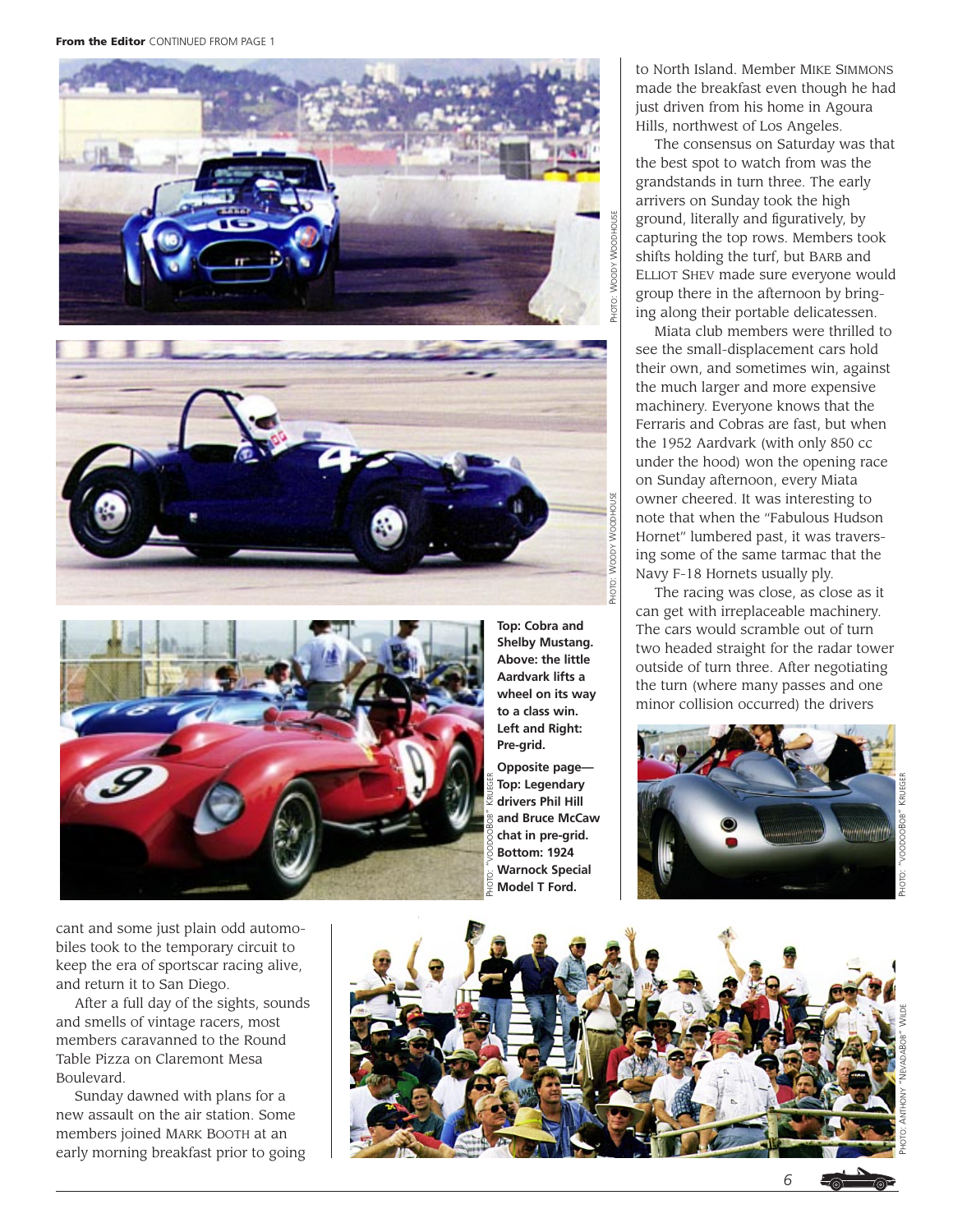Top: Cobra and Shelby Mustang. Above: the little Aardvark lifts a wheel on its way to a class win. Left and Right: Pre-grid.

Opposite page—Top: Legendary drivers Phil Hill and Bruce McCaw chat in pre-grid. Bottom: 1924 Warnock Special Model T Ford.

PHOTO: WOODY WOODHOUSE

PHOTO: WOODY WOODHOUSE

PHOTO: "VOODOOBOB" KRUEGER

PHOTO: "VOODOOBOB" KRUEGER

PHOTO: ANTHONY "NEVADABOB" WILDE

cant and some just plain odd automobiles took to the temporary circuit to keep the era of sportscar racing alive, and return it to San Diego.

After a full day of the sights, sounds and smells of vintage racers, most members caravanned to the Round Table Pizza on Claremont Mesa Boulevard.

Sunday dawned with plans for a new assault on the air station. Some members joined MARK BOOTH at an early morning breakfast prior to going to North Island. Member MIKE SIMMONS made the breakfast even though he had just driven from his home in Agoura Hills, northwest of Los Angeles.

The consensus on Saturday was that the best spot to watch from was the grandstands in turn three. The early arrivers on Sunday took the high ground, literally and figuratively, by capturing the top rows. Members took shifts holding the turf, but BARB and ELLIOT SHEV made sure everyone would group there in the afternoon by bringing along their portable delicatessen.

Miata club members were thrilled to see the small-displacement cars hold their own, and sometimes win, against the much larger and more expensive machinery. Everyone knows that the Ferraris and Cobras are fast, but when the 1952 Aardvark (with only 850 cc under the hood) won the opening race on Sunday afternoon, every Miata owner cheered. It was interesting to note that when the "Fabulous Hudson Hornet" lumbered past, it was traversing some of the same tarmac that the Navy F-18 Hornets usually ply.

The racing was close, as close as it can get with irreplaceable machinery. The cars would scramble out of turn two headed straight for the radar tower outside of turn three. After negotiating the turn (where many passes and one minor collision occurred) the drivers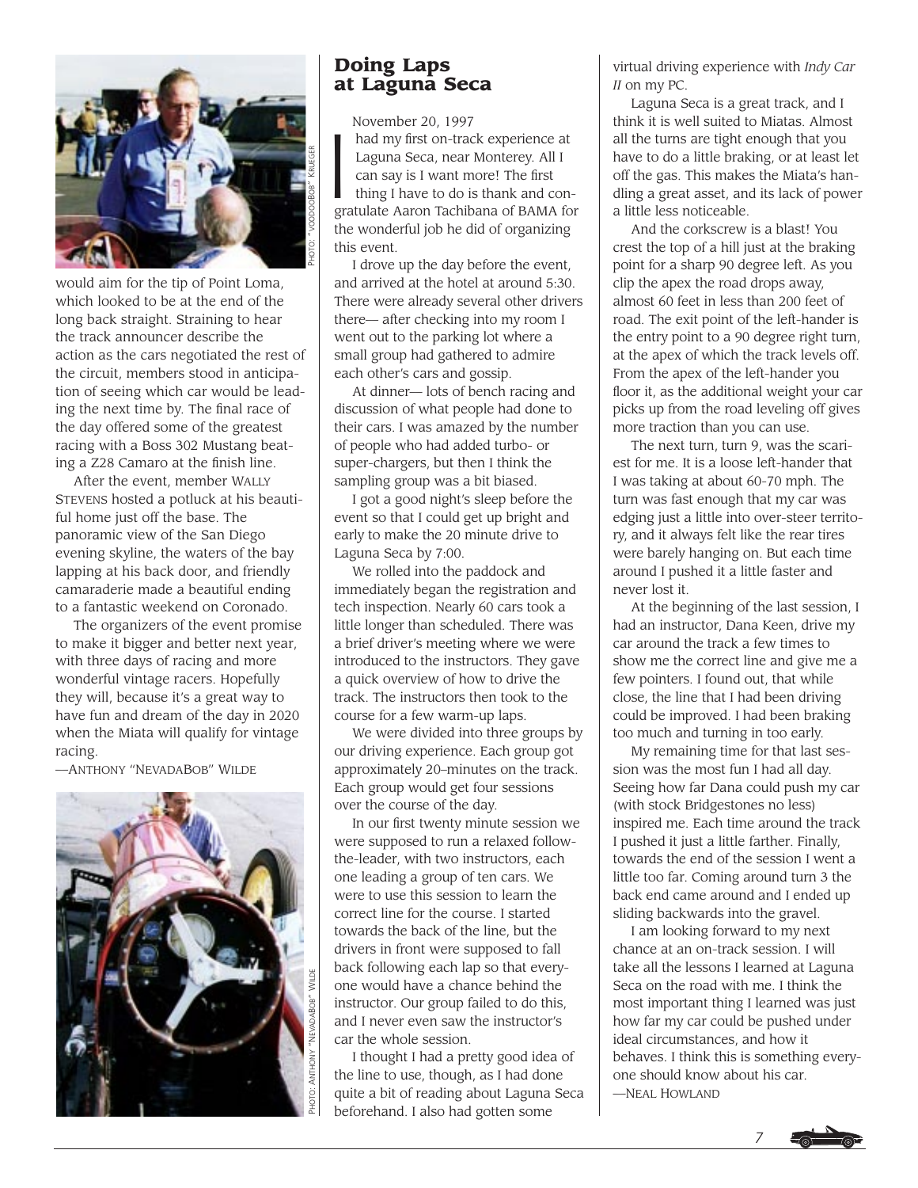would aim for the tip of Point Loma, which looked to be at the end of the long back straight. Straining to hear the track announcer describe the action as the cars negotiated the rest of the circuit, members stood in anticipation of seeing which car would be leading the next time by. The final race of the day offered some of the greatest racing with a Boss 302 Mustang beating a Z28 Camaro at the finish line.

After the event, member WALLY STEVENS hosted a potluck at his beautiful home just off the base. The panoramic view of the San Diego evening skyline, the waters of the bay lapping at his back door, and friendly camaraderie made a beautiful ending to a fantastic weekend on Coronado.

The organizers of the event promise to make it bigger and better next year, with three days of racing and more wonderful vintage racers. Hopefully they will, because it's a great way to have fun and dream of the day in 2020 when the Miata will qualify for vintage racing.

—ANTHONY "NEVADABOB" WILDE

PHOTO: "VOODOOBOB" KRUEGER

PHOTO: ANTHONY "NEVADABOB" WILDE

## Doing Laps at Laguna Seca

November 20, 1997

I had my first on-track experience at Laguna Seca, near Monterey. All I can say is I want more! The first thing I have to do is thank and congratulate Aaron Tachibana of BAMA for the wonderful job he did of organizing this event.

I drove up the day before the event, and arrived at the hotel at around 5:30. There were already several other drivers there— after checking into my room I went out to the parking lot where a small group had gathered to admire each other's cars and gossip.

At dinner— lots of bench racing and discussion of what people had done to their cars. I was amazed by the number of people who had added turbo- or super-chargers, but then I think the sampling group was a bit biased.

I got a good night's sleep before the event so that I could get up bright and early to make the 20 minute drive to Laguna Seca by 7:00.

We rolled into the paddock and immediately began the registration and tech inspection. Nearly 60 cars took a little longer than scheduled. There was a brief driver's meeting where we were introduced to the instructors. They gave a quick overview of how to drive the track. The instructors then took to the course for a few warm-up laps.

We were divided into three groups by our driving experience. Each group got approximately 20–minutes on the track. Each group would get four sessions over the course of the day.

In our first twenty minute session we were supposed to run a relaxed follow-the-leader, with two instructors, each one leading a group of ten cars. We were to use this session to learn the correct line for the course. I started towards the back of the line, but the drivers in front were supposed to fall back following each lap so that everyone would have a chance behind the instructor. Our group failed to do this, and I never even saw the instructor's car the whole session.

I thought I had a pretty good idea of the line to use, though, as I had done quite a bit of reading about Laguna Seca beforehand. I also had gotten some virtual driving experience with *Indy Car II* on my PC.

Laguna Seca is a great track, and I think it is well suited to Miatas. Almost all the turns are tight enough that you have to do a little braking, or at least let off the gas. This makes the Miata's handling a great asset, and its lack of power a little less noticeable.

And the corkscrew is a blast! You crest the top of a hill just at the braking point for a sharp 90 degree left. As you clip the apex the road drops away, almost 60 feet in less than 200 feet of road. The exit point of the left-hander is the entry point to a 90 degree right turn, at the apex of which the track levels off. From the apex of the left-hander you floor it, as the additional weight your car picks up from the road leveling off gives more traction than you can use.

The next turn, turn 9, was the scariest for me. It is a loose left-hander that I was taking at about 60-70 mph. The turn was fast enough that my car was edging just a little into over-steer territory, and it always felt like the rear tires were barely hanging on. But each time around I pushed it a little faster and never lost it.

At the beginning of the last session, I had an instructor, Dana Keen, drive my car around the track a few times to show me the correct line and give me a few pointers. I found out, that while close, the line that I had been driving could be improved. I had been braking too much and turning in too early.

My remaining time for that last session was the most fun I had all day. Seeing how far Dana could push my car (with stock Bridgestones no less) inspired me. Each time around the track I pushed it just a little farther. Finally, towards the end of the session I went a little too far. Coming around turn 3 the back end came around and I ended up sliding backwards into the gravel.

I am looking forward to my next chance at an on-track session. I will take all the lessons I learned at Laguna Seca on the road with me. I think the most important thing I learned was just how far my car could be pushed under ideal circumstances, and how it behaves. I think this is something everyone should know about his car.

—NEAL HOWLAND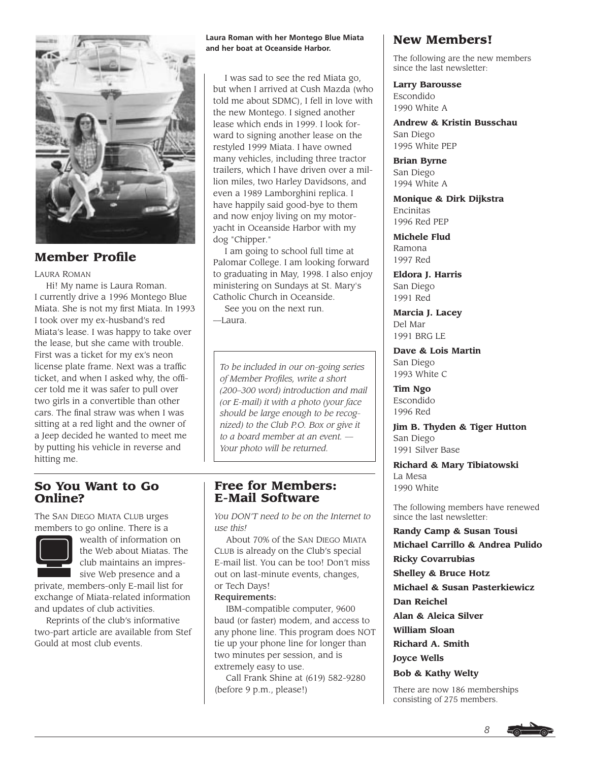## Member Profile

LAURA ROMAN

Hi! My name is Laura Roman. I currently drive a 1996 Montego Blue Miata. She is not my first Miata. In 1993 I took over my ex-husband's red Miata's lease. I was happy to take over the lease, but she came with trouble. First was a ticket for my ex's neon license plate frame. Next was a traffic ticket, and when I asked why, the officer told me it was safer to pull over two girls in a convertible than other cars. The final straw was when I was sitting at a red light and the owner of a Jeep decided he wanted to meet me by putting his vehicle in reverse and hitting me.

**Laura Roman with her Montego Blue Miata and her boat at Oceanside Harbor.**

I was sad to see the red Miata go, but when I arrived at Cush Mazda (who told me about SDMC), I fell in love with the new Montego. I signed another lease which ends in 1999. I look forward to signing another lease on the restyled 1999 Miata. I have owned many vehicles, including three tractor trailers, which I have driven over a million miles, two Harley Davidsons, and even a 1989 Lamborghini replica. I have happily said good-bye to them and now enjoy living on my motor-yacht in Oceanside Harbor with my dog "Chipper."

I am going to school full time at Palomar College. I am looking forward to graduating in May, 1998. I also enjoy ministering on Sundays at St. Mary's Catholic Church in Oceanside.

See you on the next run.

—Laura.

*To be included in our on-going series of Member Profiles, write a short (200–300 word) introduction and mail (or E-mail) it with a photo (your face should be large enough to be recognized) to the Club P.O. Box or give it to a board member at an event. — Your photo will be returned.*

## So You Want to Go Online?

The SAN DIEGO MIATA CLUB urges members to go online. There is a wealth of information on the Web about Miatas. The club maintains an impressive Web presence and a private, members-only E-mail list for exchange of Miata-related information and updates of club activities.

Reprints of the club's informative two-part article are available from Stef Gould at most club events.

## Free for Members: E-Mail Software

*You DON'T need to be on the Internet to use this!*

About 70% of the SAN DIEGO MIATA CLUB is already on the Club's special E-mail list. You can be too! Don't miss out on last-minute events, changes, or Tech Days!

**Requirements:**

IBM-compatible computer, 9600 baud (or faster) modem, and access to any phone line. This program does NOT tie up your phone line for longer than two minutes per session, and is extremely easy to use.

Call Frank Shine at (619) 582-9280 (before 9 p.m., please!)

## New Members!

The following are the new members since the last newsletter:

**Larry Barousse**
Escondido
1990 White A

**Andrew & Kristin Busschau**
San Diego
1995 White PEP

**Brian Byrne**
San Diego
1994 White A

**Monique & Dirk Dijkstra**
Encinitas
1996 Red PEP

**Michele Flud**
Ramona
1997 Red

**Eldora J. Harris**
San Diego
1991 Red

**Marcia J. Lacey**
Del Mar
1991 BRG LE

**Dave & Lois Martin**
San Diego
1993 White C

**Tim Ngo**
Escondido
1996 Red

**Jim B. Thyden & Tiger Hutton**
San Diego
1991 Silver Base

**Richard & Mary Tibiatowski**
La Mesa
1990 White

The following members have renewed since the last newsletter:

**Randy Camp & Susan Tousi**

**Michael Carrillo & Andrea Pulido**

**Ricky Covarrubias**

**Shelley & Bruce Hotz**

**Michael & Susan Pasterkiewicz**

**Dan Reichel**

**Alan & Aleica Silver**

**William Sloan**

**Richard A. Smith**

**Joyce Wells**

**Bob & Kathy Welty**

There are now 186 memberships consisting of 275 members.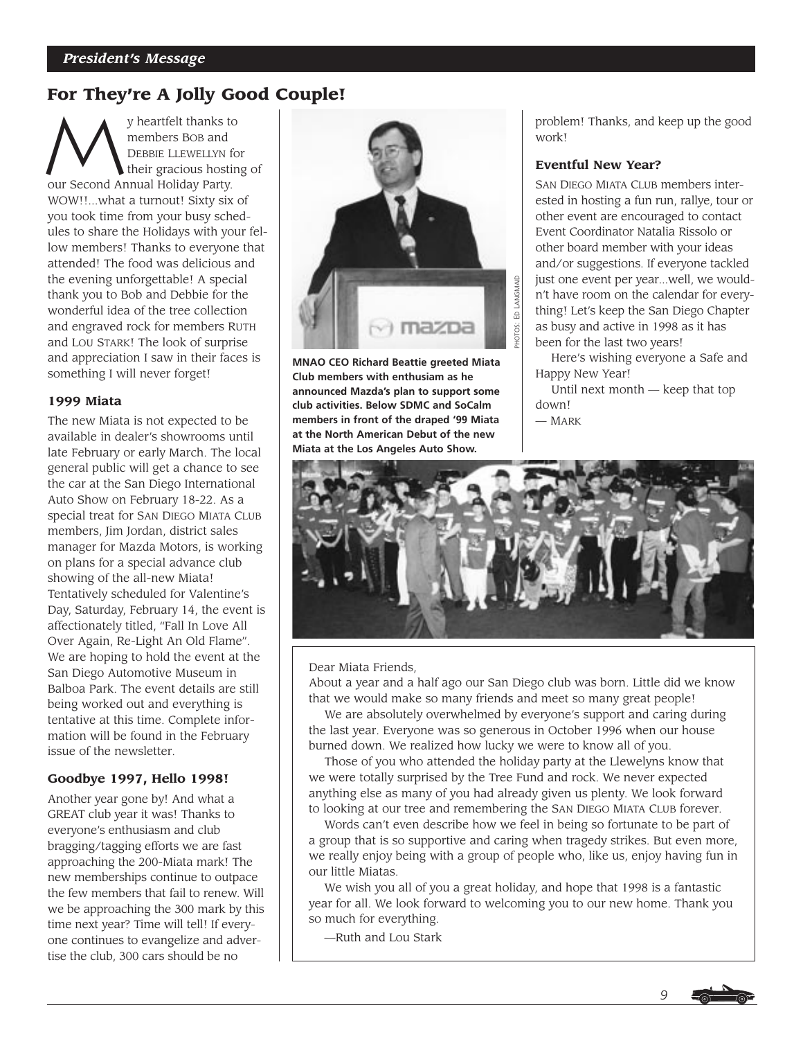*President's Message*

# For They're A Jolly Good Couple!

My heartfelt thanks to members BOB and DEBBIE LLEWELLYN for their gracious hosting of our Second Annual Holiday Party. WOW!!...what a turnout! Sixty six of you took time from your busy schedules to share the Holidays with your fellow members! Thanks to everyone that attended! The food was delicious and the evening unforgettable! A special thank you to Bob and Debbie for the wonderful idea of the tree collection and engraved rock for members RUTH and LOU STARK! The look of surprise and appreciation I saw in their faces is something I will never forget!

### 1999 Miata

The new Miata is not expected to be available in dealer's showrooms until late February or early March. The local general public will get a chance to see the car at the San Diego International Auto Show on February 18-22. As a special treat for SAN DIEGO MIATA CLUB members, Jim Jordan, district sales manager for Mazda Motors, is working on plans for a special advance club showing of the all-new Miata! Tentatively scheduled for Valentine's Day, Saturday, February 14, the event is affectionately titled, "Fall In Love All Over Again, Re-Light An Old Flame". We are hoping to hold the event at the San Diego Automotive Museum in Balboa Park. The event details are still being worked out and everything is tentative at this time. Complete information will be found in the February issue of the newsletter.

### Goodbye 1997, Hello 1998!

Another year gone by! And what a GREAT club year it was! Thanks to everyone's enthusiasm and club bragging/tagging efforts we are fast approaching the 200-Miata mark! The new memberships continue to outpace the few members that fail to renew. Will we be approaching the 300 mark by this time next year? Time will tell! If everyone continues to evangelize and advertise the club, 300 cars should be no problem! Thanks, and keep up the good work!

PHOTOS: ED LANGMAID

**MNAO CEO Richard Beattie greeted Miata Club members with enthusiam as he announced Mazda's plan to support some club activities. Below SDMC and SoCalm members in front of the draped '99 Miata at the North American Debut of the new Miata at the Los Angeles Auto Show.**

### Eventful New Year?

SAN DIEGO MIATA CLUB members interested in hosting a fun run, rallye, tour or other event are encouraged to contact Event Coordinator Natalia Rissolo or other board member with your ideas and/or suggestions. If everyone tackled just one event per year...well, we wouldn't have room on the calendar for everything! Let's keep the San Diego Chapter as busy and active in 1998 as it has been for the last two years!

Here's wishing everyone a Safe and Happy New Year!

Until next month — keep that top down!

— MARK

---

Dear Miata Friends,

About a year and a half ago our San Diego club was born. Little did we know that we would make so many friends and meet so many great people!

We are absolutely overwhelmed by everyone's support and caring during the last year. Everyone was so generous in October 1996 when our house burned down. We realized how lucky we were to know all of you.

Those of you who attended the holiday party at the Llewelyns know that we were totally surprised by the Tree Fund and rock. We never expected anything else as many of you had already given us plenty. We look forward to looking at our tree and remembering the SAN DIEGO MIATA CLUB forever.

Words can't even describe how we feel in being so fortunate to be part of a group that is so supportive and caring when tragedy strikes. But even more, we really enjoy being with a group of people who, like us, enjoy having fun in our little Miatas.

We wish you all of you a great holiday, and hope that 1998 is a fantastic year for all. We look forward to welcoming you to our new home. Thank you so much for everything.

—Ruth and Lou Stark